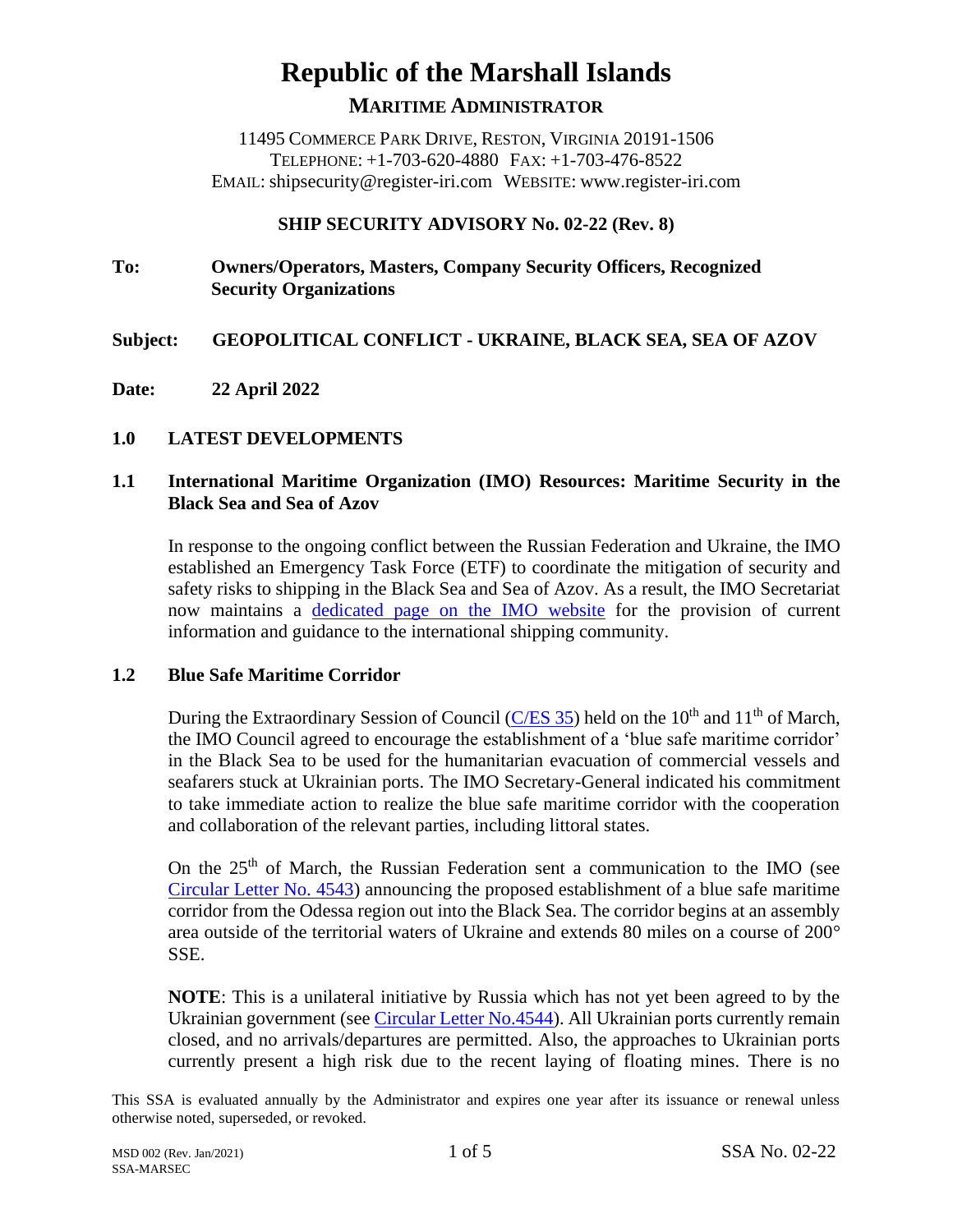# Republic of the Marshall Islands

## MARITIME ADMINISTRATOR

11495 COMMERCE PARK DRIVE, RESTON, VIRGINIA 20191-1506
TELEPHONE: +1-703-620-4880 FAX: +1-703-476-8522
EMAIL: shipsecurity@register-iri.com WEBSITE: www.register-iri.com

**SHIP SECURITY ADVISORY No. 02-22 (Rev. 8)**

**To:** **Owners/Operators, Masters, Company Security Officers, Recognized Security Organizations**

**Subject:** **GEOPOLITICAL CONFLICT - UKRAINE, BLACK SEA, SEA OF AZOV**

**Date:** **22 April 2022**

## 1.0 LATEST DEVELOPMENTS

### 1.1 International Maritime Organization (IMO) Resources: Maritime Security in the Black Sea and Sea of Azov

In response to the ongoing conflict between the Russian Federation and Ukraine, the IMO established an Emergency Task Force (ETF) to coordinate the mitigation of security and safety risks to shipping in the Black Sea and Sea of Azov. As a result, the IMO Secretariat now maintains a dedicated page on the IMO website for the provision of current information and guidance to the international shipping community.

### 1.2 Blue Safe Maritime Corridor

During the Extraordinary Session of Council (C/ES 35) held on the 10th and 11th of March, the IMO Council agreed to encourage the establishment of a 'blue safe maritime corridor' in the Black Sea to be used for the humanitarian evacuation of commercial vessels and seafarers stuck at Ukrainian ports. The IMO Secretary-General indicated his commitment to take immediate action to realize the blue safe maritime corridor with the cooperation and collaboration of the relevant parties, including littoral states.

On the 25th of March, the Russian Federation sent a communication to the IMO (see Circular Letter No. 4543) announcing the proposed establishment of a blue safe maritime corridor from the Odessa region out into the Black Sea. The corridor begins at an assembly area outside of the territorial waters of Ukraine and extends 80 miles on a course of 200° SSE.

**NOTE**: This is a unilateral initiative by Russia which has not yet been agreed to by the Ukrainian government (see Circular Letter No.4544). All Ukrainian ports currently remain closed, and no arrivals/departures are permitted. Also, the approaches to Ukrainian ports currently present a high risk due to the recent laying of floating mines. There is no

This SSA is evaluated annually by the Administrator and expires one year after its issuance or renewal unless otherwise noted, superseded, or revoked.

MSD 002 (Rev. Jan/2021)
SSA-MARSEC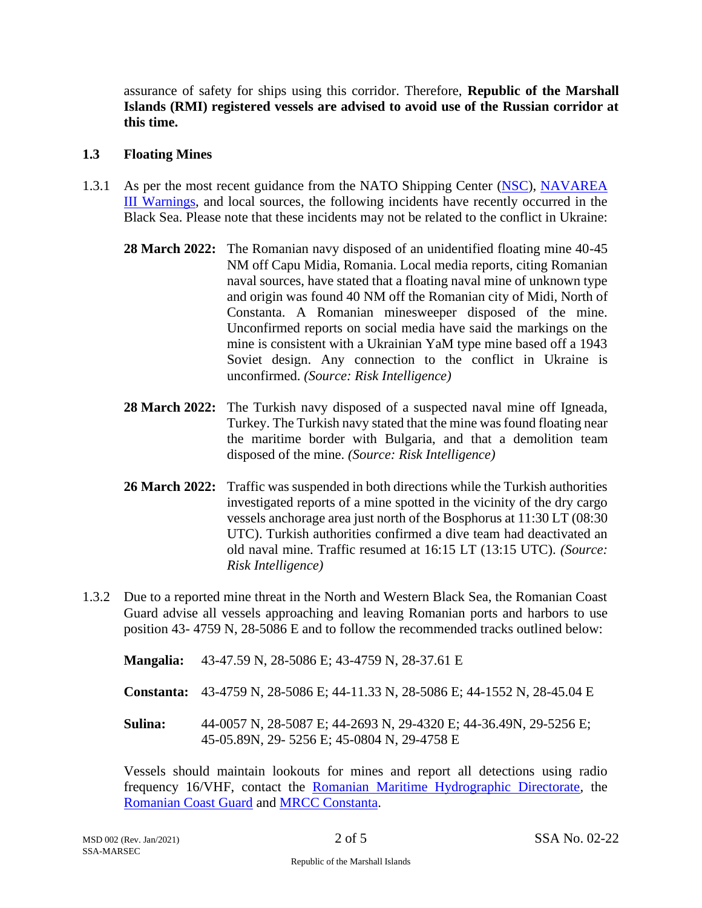assurance of safety for ships using this corridor. Therefore, **Republic of the Marshall Islands (RMI) registered vessels are advised to avoid use of the Russian corridor at this time.**

### 1.3 Floating Mines

1.3.1 As per the most recent guidance from the NATO Shipping Center (NSC), NAVAREA III Warnings, and local sources, the following incidents have recently occurred in the Black Sea. Please note that these incidents may not be related to the conflict in Ukraine:

**28 March 2022:** The Romanian navy disposed of an unidentified floating mine 40-45 NM off Capu Midia, Romania. Local media reports, citing Romanian naval sources, have stated that a floating naval mine of unknown type and origin was found 40 NM off the Romanian city of Midi, North of Constanta. A Romanian minesweeper disposed of the mine. Unconfirmed reports on social media have said the markings on the mine is consistent with a Ukrainian YaM type mine based off a 1943 Soviet design. Any connection to the conflict in Ukraine is unconfirmed. *(Source: Risk Intelligence)*

**28 March 2022:** The Turkish navy disposed of a suspected naval mine off Igneada, Turkey. The Turkish navy stated that the mine was found floating near the maritime border with Bulgaria, and that a demolition team disposed of the mine. *(Source: Risk Intelligence)*

**26 March 2022:** Traffic was suspended in both directions while the Turkish authorities investigated reports of a mine spotted in the vicinity of the dry cargo vessels anchorage area just north of the Bosphorus at 11:30 LT (08:30 UTC). Turkish authorities confirmed a dive team had deactivated an old naval mine. Traffic resumed at 16:15 LT (13:15 UTC). *(Source: Risk Intelligence)*

1.3.2 Due to a reported mine threat in the North and Western Black Sea, the Romanian Coast Guard advise all vessels approaching and leaving Romanian ports and harbors to use position 43- 4759 N, 28-5086 E and to follow the recommended tracks outlined below:

**Mangalia:** 43-47.59 N, 28-5086 E; 43-4759 N, 28-37.61 E

**Constanta:** 43-4759 N, 28-5086 E; 44-11.33 N, 28-5086 E; 44-1552 N, 28-45.04 E

**Sulina:** 44-0057 N, 28-5087 E; 44-2693 N, 29-4320 E; 44-36.49N, 29-5256 E; 45-05.89N, 29- 5256 E; 45-0804 N, 29-4758 E

Vessels should maintain lookouts for mines and report all detections using radio frequency 16/VHF, contact the Romanian Maritime Hydrographic Directorate, the Romanian Coast Guard and MRCC Constanta.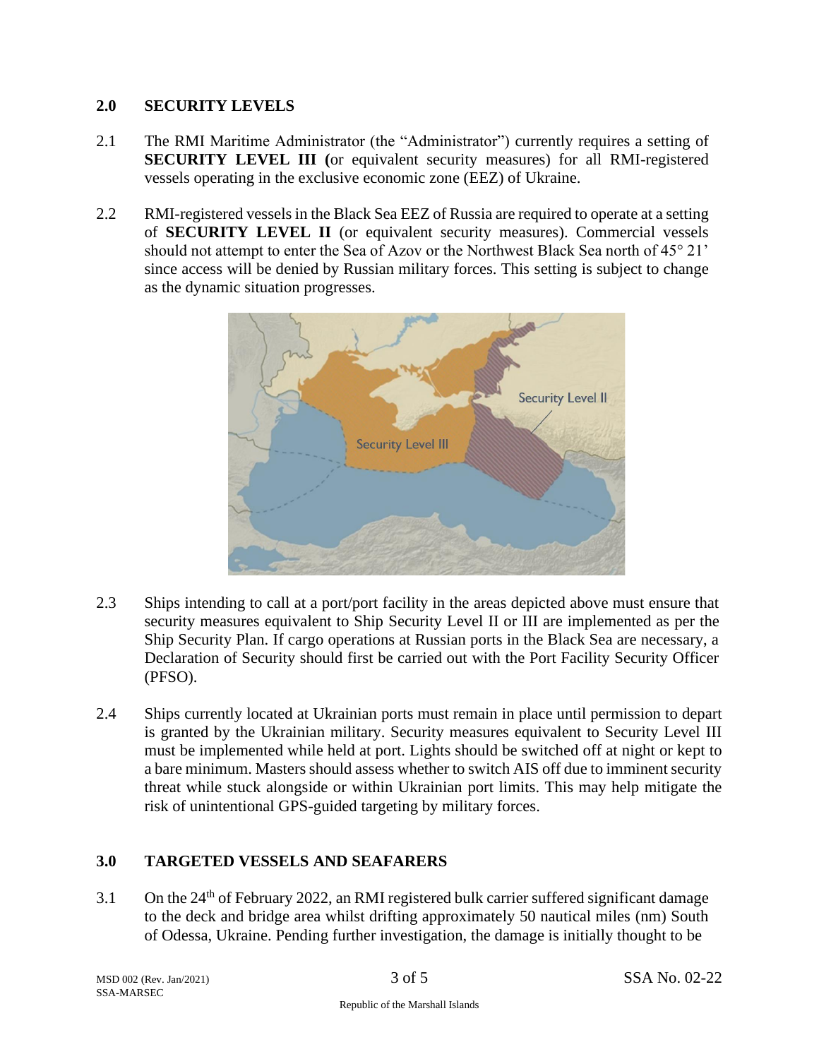## 2.0 SECURITY LEVELS

2.1 The RMI Maritime Administrator (the "Administrator") currently requires a setting of **SECURITY LEVEL III (**or equivalent security measures) for all RMI-registered vessels operating in the exclusive economic zone (EEZ) of Ukraine.

2.2 RMI-registered vessels in the Black Sea EEZ of Russia are required to operate at a setting of **SECURITY LEVEL II** (or equivalent security measures). Commercial vessels should not attempt to enter the Sea of Azov or the Northwest Black Sea north of 45° 21' since access will be denied by Russian military forces. This setting is subject to change as the dynamic situation progresses.

2.3 Ships intending to call at a port/port facility in the areas depicted above must ensure that security measures equivalent to Ship Security Level II or III are implemented as per the Ship Security Plan. If cargo operations at Russian ports in the Black Sea are necessary, a Declaration of Security should first be carried out with the Port Facility Security Officer (PFSO).

2.4 Ships currently located at Ukrainian ports must remain in place until permission to depart is granted by the Ukrainian military. Security measures equivalent to Security Level III must be implemented while held at port. Lights should be switched off at night or kept to a bare minimum. Masters should assess whether to switch AIS off due to imminent security threat while stuck alongside or within Ukrainian port limits. This may help mitigate the risk of unintentional GPS-guided targeting by military forces.

## 3.0 TARGETED VESSELS AND SEAFARERS

3.1 On the 24th of February 2022, an RMI registered bulk carrier suffered significant damage to the deck and bridge area whilst drifting approximately 50 nautical miles (nm) South of Odessa, Ukraine. Pending further investigation, the damage is initially thought to be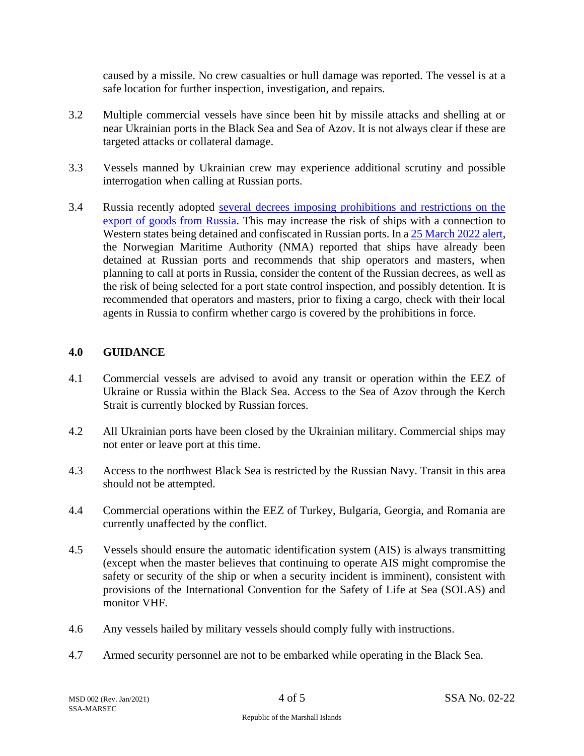caused by a missile. No crew casualties or hull damage was reported. The vessel is at a safe location for further inspection, investigation, and repairs.

3.2 Multiple commercial vessels have since been hit by missile attacks and shelling at or near Ukrainian ports in the Black Sea and Sea of Azov. It is not always clear if these are targeted attacks or collateral damage.

3.3 Vessels manned by Ukrainian crew may experience additional scrutiny and possible interrogation when calling at Russian ports.

3.4 Russia recently adopted several decrees imposing prohibitions and restrictions on the export of goods from Russia. This may increase the risk of ships with a connection to Western states being detained and confiscated in Russian ports. In a 25 March 2022 alert, the Norwegian Maritime Authority (NMA) reported that ships have already been detained at Russian ports and recommends that ship operators and masters, when planning to call at ports in Russia, consider the content of the Russian decrees, as well as the risk of being selected for a port state control inspection, and possibly detention. It is recommended that operators and masters, prior to fixing a cargo, check with their local agents in Russia to confirm whether cargo is covered by the prohibitions in force.

## 4.0 GUIDANCE

4.1 Commercial vessels are advised to avoid any transit or operation within the EEZ of Ukraine or Russia within the Black Sea. Access to the Sea of Azov through the Kerch Strait is currently blocked by Russian forces.

4.2 All Ukrainian ports have been closed by the Ukrainian military. Commercial ships may not enter or leave port at this time.

4.3 Access to the northwest Black Sea is restricted by the Russian Navy. Transit in this area should not be attempted.

4.4 Commercial operations within the EEZ of Turkey, Bulgaria, Georgia, and Romania are currently unaffected by the conflict.

4.5 Vessels should ensure the automatic identification system (AIS) is always transmitting (except when the master believes that continuing to operate AIS might compromise the safety or security of the ship or when a security incident is imminent), consistent with provisions of the International Convention for the Safety of Life at Sea (SOLAS) and monitor VHF.

4.6 Any vessels hailed by military vessels should comply fully with instructions.

4.7 Armed security personnel are not to be embarked while operating in the Black Sea.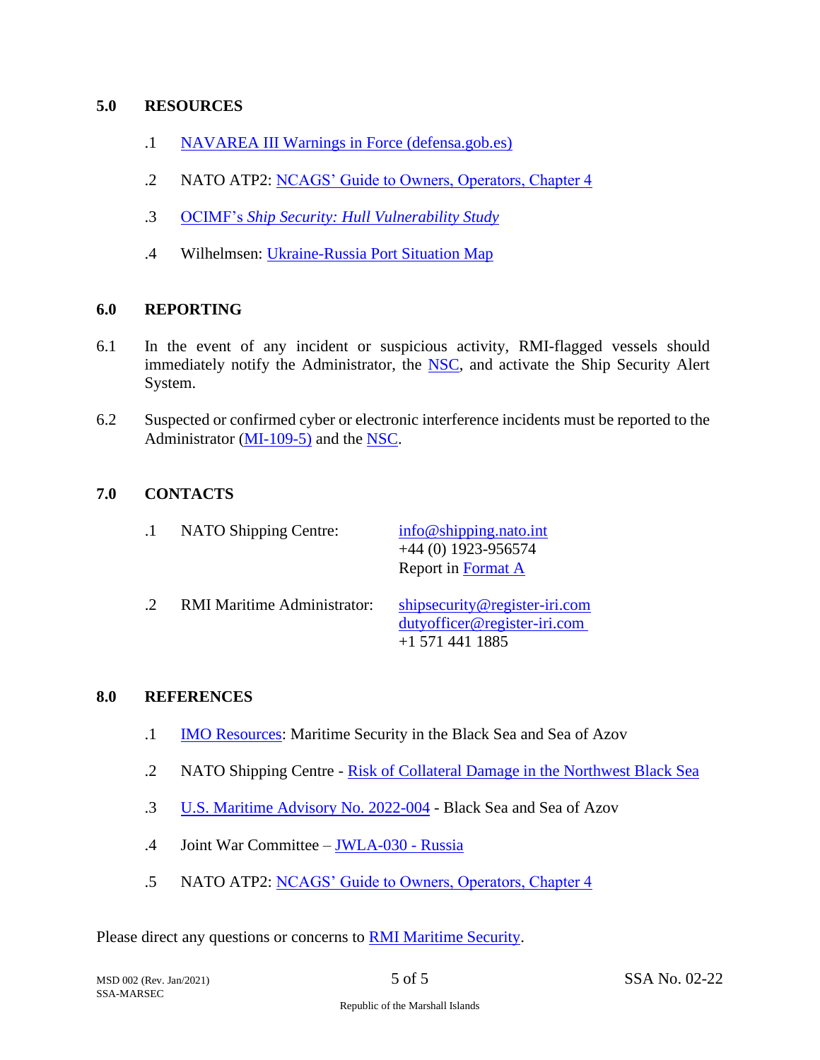## 5.0 RESOURCES

.1 NAVAREA III Warnings in Force (defensa.gob.es)

.2 NATO ATP2: NCAGS' Guide to Owners, Operators, Chapter 4

.3 OCIMF's *Ship Security: Hull Vulnerability Study*

.4 Wilhelmsen: Ukraine-Russia Port Situation Map

## 6.0 REPORTING

6.1 In the event of any incident or suspicious activity, RMI-flagged vessels should immediately notify the Administrator, the NSC, and activate the Ship Security Alert System.

6.2 Suspected or confirmed cyber or electronic interference incidents must be reported to the Administrator (MI-109-5) and the NSC.

## 7.0 CONTACTS

| | | |
|---|---|---|
| .1 | NATO Shipping Centre: | info@shipping.nato.int<br>+44 (0) 1923-956574<br>Report in Format A |
| .2 | RMI Maritime Administrator: | shipsecurity@register-iri.com<br>dutyofficer@register-iri.com<br>+1 571 441 1885 |

## 8.0 REFERENCES

.1 IMO Resources: Maritime Security in the Black Sea and Sea of Azov

.2 NATO Shipping Centre - Risk of Collateral Damage in the Northwest Black Sea

.3 U.S. Maritime Advisory No. 2022-004 - Black Sea and Sea of Azov

.4 Joint War Committee – JWLA-030 - Russia

.5 NATO ATP2: NCAGS' Guide to Owners, Operators, Chapter 4

Please direct any questions or concerns to RMI Maritime Security.